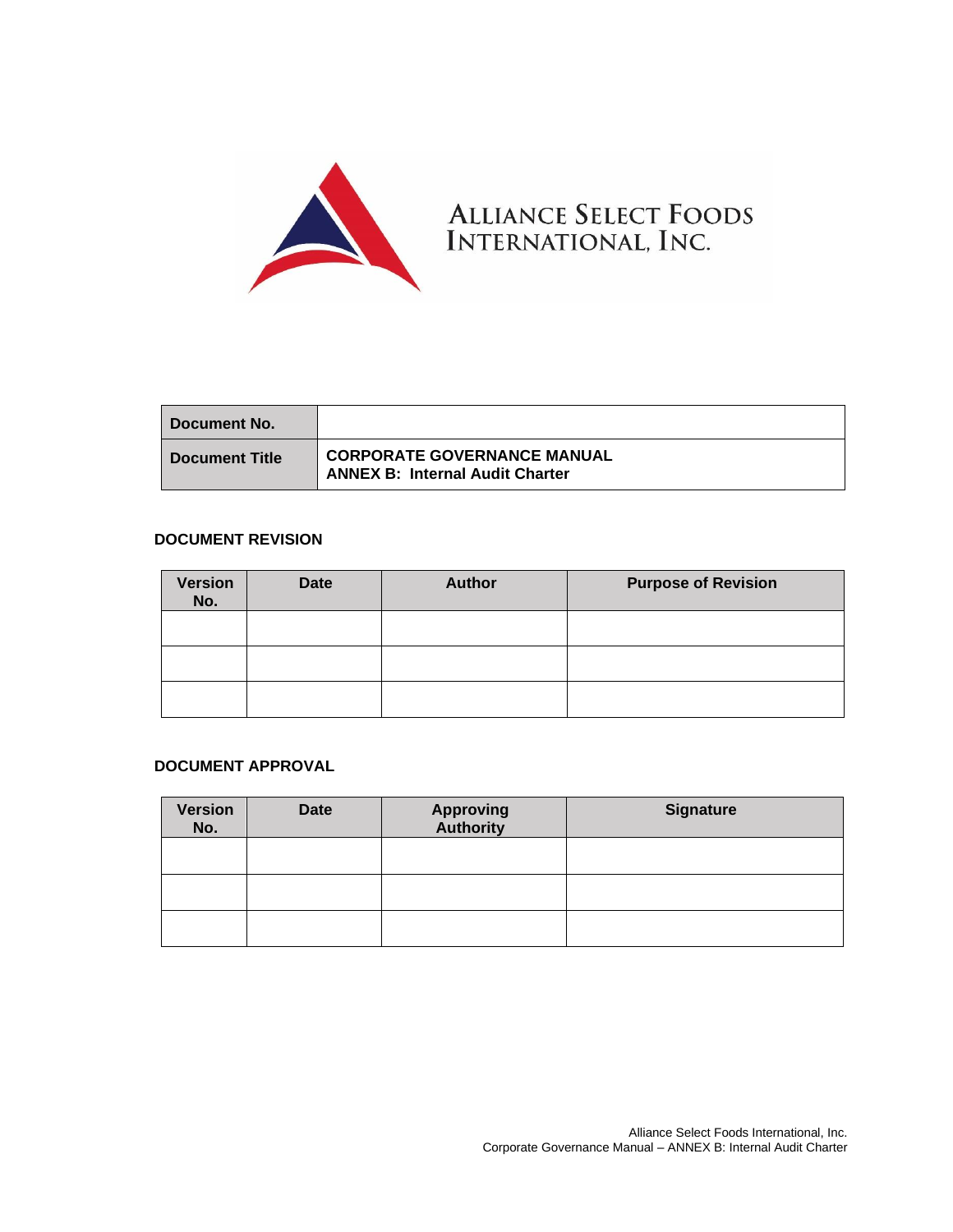ALLIANCE SELECT FOODS INTERNATIONAL, INC.

| | |
|---|---|
| **Document No.** | |
| **Document Title** | **CORPORATE GOVERNANCE MANUAL**<br>**ANNEX B: Internal Audit Charter** |

**DOCUMENT REVISION**

| Version No. | Date | Author | Purpose of Revision |
|---|---|---|---|
| | | | |
| | | | |
| | | | |

**DOCUMENT APPROVAL**

| Version No. | Date | Approving Authority | Signature |
|---|---|---|---|
| | | | |
| | | | |
| | | | |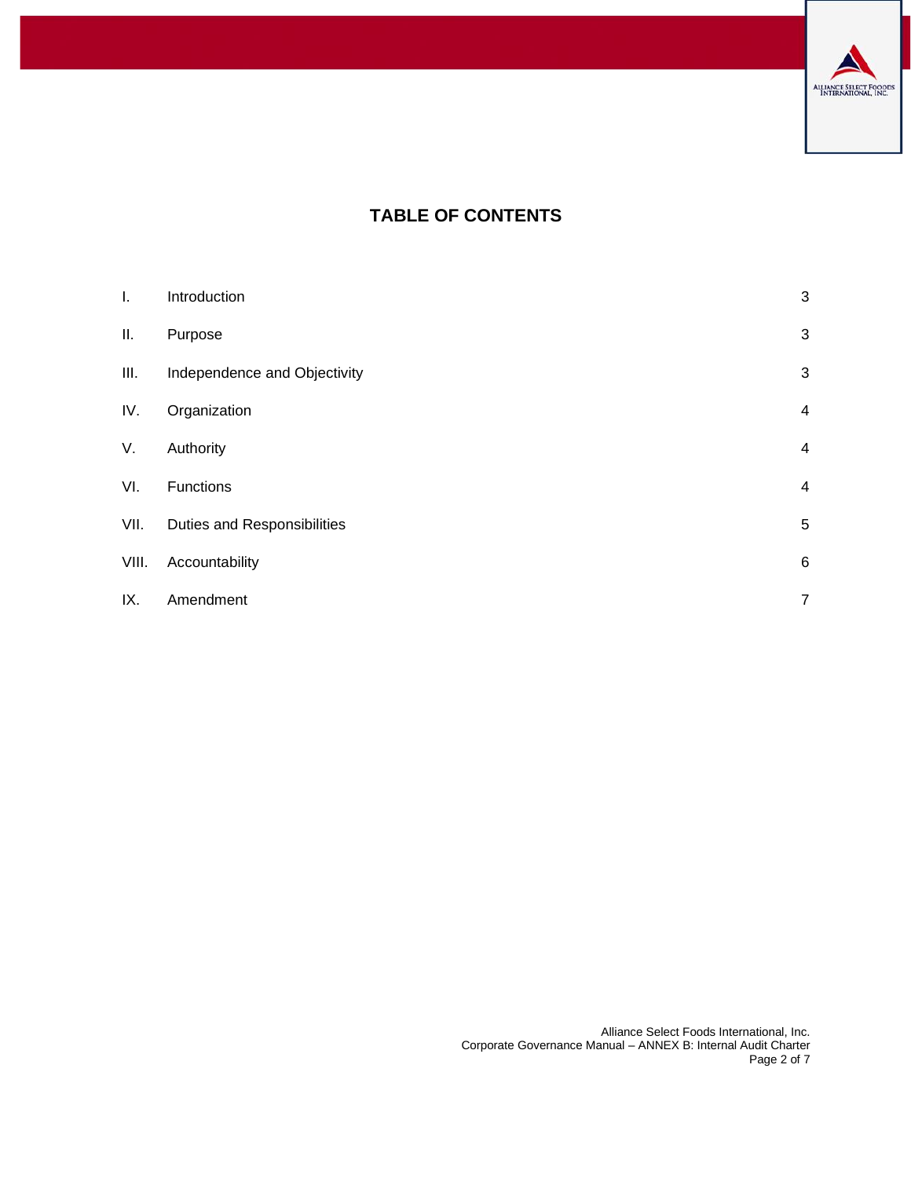# TABLE OF CONTENTS

| | | |
|---|---|---|
| I. | Introduction | 3 |
| II. | Purpose | 3 |
| III. | Independence and Objectivity | 3 |
| IV. | Organization | 4 |
| V. | Authority | 4 |
| VI. | Functions | 4 |
| VII. | Duties and Responsibilities | 5 |
| VIII. | Accountability | 6 |
| IX. | Amendment | 7 |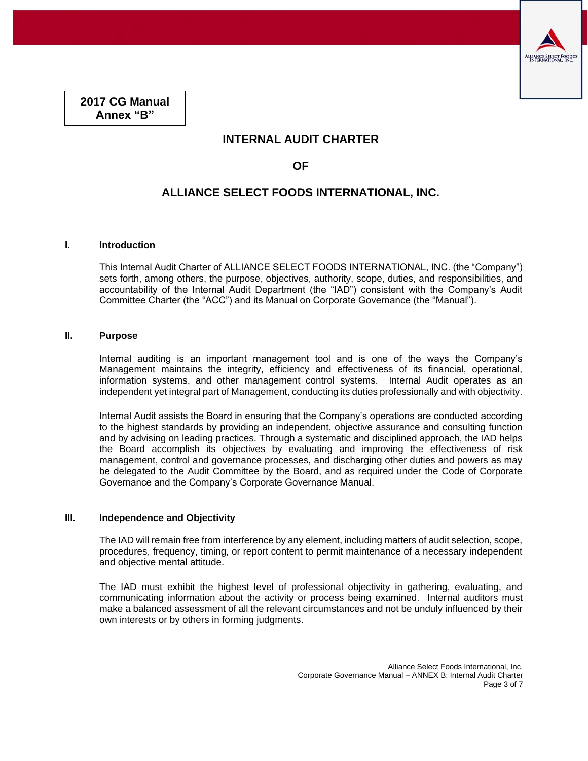**2017 CG Manual**
**Annex "B"**

# INTERNAL AUDIT CHARTER

# OF

# ALLIANCE SELECT FOODS INTERNATIONAL, INC.

## I. Introduction

This Internal Audit Charter of ALLIANCE SELECT FOODS INTERNATIONAL, INC. (the "Company") sets forth, among others, the purpose, objectives, authority, scope, duties, and responsibilities, and accountability of the Internal Audit Department (the "IAD") consistent with the Company's Audit Committee Charter (the "ACC") and its Manual on Corporate Governance (the "Manual").

## II. Purpose

Internal auditing is an important management tool and is one of the ways the Company's Management maintains the integrity, efficiency and effectiveness of its financial, operational, information systems, and other management control systems. Internal Audit operates as an independent yet integral part of Management, conducting its duties professionally and with objectivity.

Internal Audit assists the Board in ensuring that the Company's operations are conducted according to the highest standards by providing an independent, objective assurance and consulting function and by advising on leading practices. Through a systematic and disciplined approach, the IAD helps the Board accomplish its objectives by evaluating and improving the effectiveness of risk management, control and governance processes, and discharging other duties and powers as may be delegated to the Audit Committee by the Board, and as required under the Code of Corporate Governance and the Company's Corporate Governance Manual.

## III. Independence and Objectivity

The IAD will remain free from interference by any element, including matters of audit selection, scope, procedures, frequency, timing, or report content to permit maintenance of a necessary independent and objective mental attitude.

The IAD must exhibit the highest level of professional objectivity in gathering, evaluating, and communicating information about the activity or process being examined. Internal auditors must make a balanced assessment of all the relevant circumstances and not be unduly influenced by their own interests or by others in forming judgments.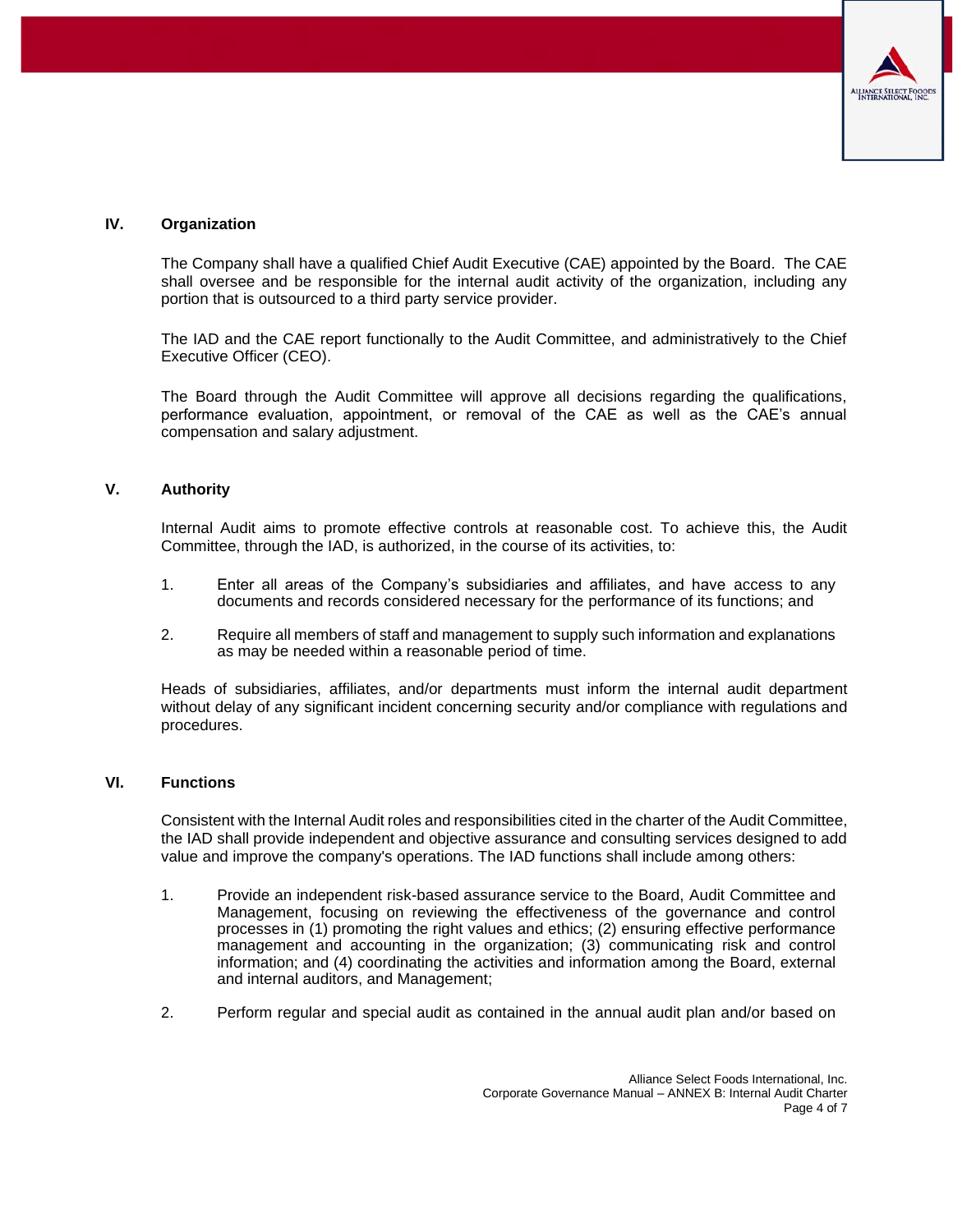## IV. Organization

The Company shall have a qualified Chief Audit Executive (CAE) appointed by the Board. The CAE shall oversee and be responsible for the internal audit activity of the organization, including any portion that is outsourced to a third party service provider.

The IAD and the CAE report functionally to the Audit Committee, and administratively to the Chief Executive Officer (CEO).

The Board through the Audit Committee will approve all decisions regarding the qualifications, performance evaluation, appointment, or removal of the CAE as well as the CAE's annual compensation and salary adjustment.

## V. Authority

Internal Audit aims to promote effective controls at reasonable cost. To achieve this, the Audit Committee, through the IAD, is authorized, in the course of its activities, to:

1. Enter all areas of the Company's subsidiaries and affiliates, and have access to any documents and records considered necessary for the performance of its functions; and
2. Require all members of staff and management to supply such information and explanations as may be needed within a reasonable period of time.

Heads of subsidiaries, affiliates, and/or departments must inform the internal audit department without delay of any significant incident concerning security and/or compliance with regulations and procedures.

## VI. Functions

Consistent with the Internal Audit roles and responsibilities cited in the charter of the Audit Committee, the IAD shall provide independent and objective assurance and consulting services designed to add value and improve the company's operations. The IAD functions shall include among others:

1. Provide an independent risk-based assurance service to the Board, Audit Committee and Management, focusing on reviewing the effectiveness of the governance and control processes in (1) promoting the right values and ethics; (2) ensuring effective performance management and accounting in the organization; (3) communicating risk and control information; and (4) coordinating the activities and information among the Board, external and internal auditors, and Management;
2. Perform regular and special audit as contained in the annual audit plan and/or based on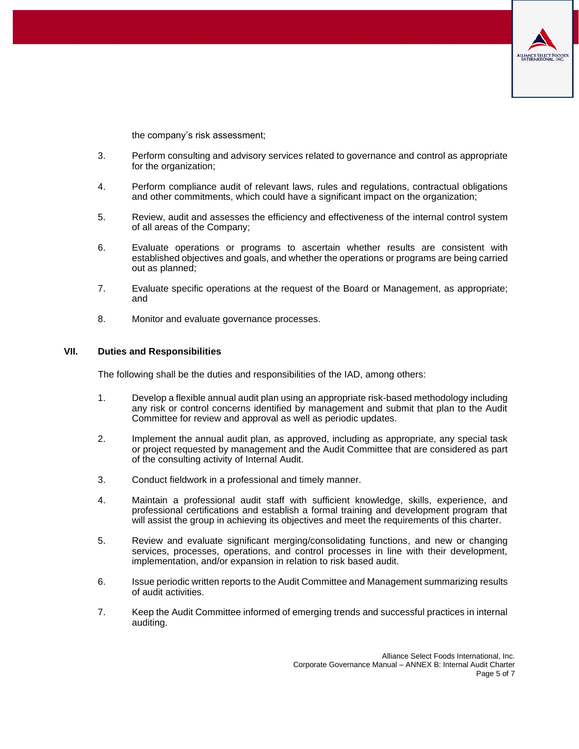the company's risk assessment;

3. Perform consulting and advisory services related to governance and control as appropriate for the organization;

4. Perform compliance audit of relevant laws, rules and regulations, contractual obligations and other commitments, which could have a significant impact on the organization;

5. Review, audit and assesses the efficiency and effectiveness of the internal control system of all areas of the Company;

6. Evaluate operations or programs to ascertain whether results are consistent with established objectives and goals, and whether the operations or programs are being carried out as planned;

7. Evaluate specific operations at the request of the Board or Management, as appropriate; and

8. Monitor and evaluate governance processes.

## VII. Duties and Responsibilities

The following shall be the duties and responsibilities of the IAD, among others:

1. Develop a flexible annual audit plan using an appropriate risk-based methodology including any risk or control concerns identified by management and submit that plan to the Audit Committee for review and approval as well as periodic updates.

2. Implement the annual audit plan, as approved, including as appropriate, any special task or project requested by management and the Audit Committee that are considered as part of the consulting activity of Internal Audit.

3. Conduct fieldwork in a professional and timely manner.

4. Maintain a professional audit staff with sufficient knowledge, skills, experience, and professional certifications and establish a formal training and development program that will assist the group in achieving its objectives and meet the requirements of this charter.

5. Review and evaluate significant merging/consolidating functions, and new or changing services, processes, operations, and control processes in line with their development, implementation, and/or expansion in relation to risk based audit.

6. Issue periodic written reports to the Audit Committee and Management summarizing results of audit activities.

7. Keep the Audit Committee informed of emerging trends and successful practices in internal auditing.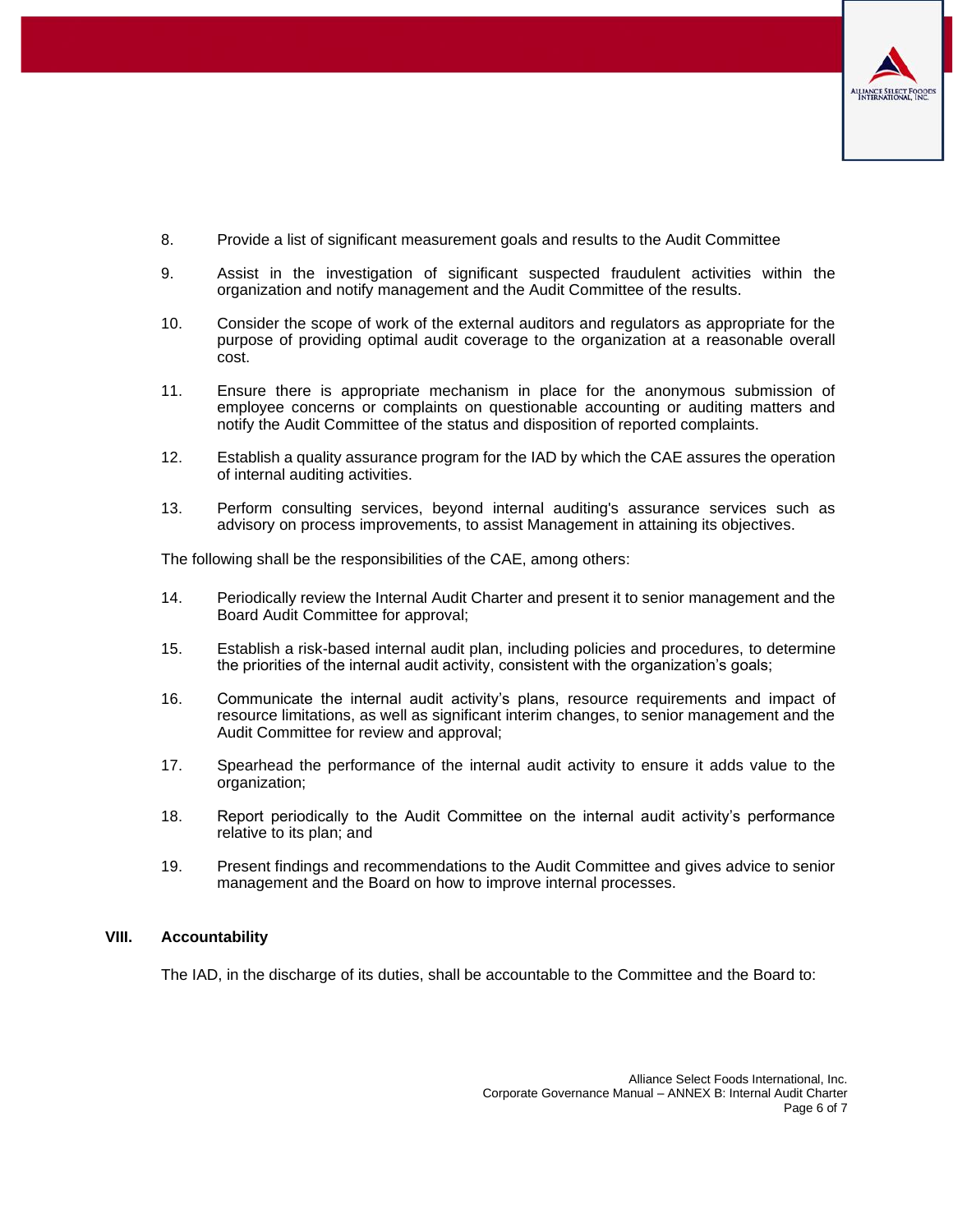8. Provide a list of significant measurement goals and results to the Audit Committee

9. Assist in the investigation of significant suspected fraudulent activities within the organization and notify management and the Audit Committee of the results.

10. Consider the scope of work of the external auditors and regulators as appropriate for the purpose of providing optimal audit coverage to the organization at a reasonable overall cost.

11. Ensure there is appropriate mechanism in place for the anonymous submission of employee concerns or complaints on questionable accounting or auditing matters and notify the Audit Committee of the status and disposition of reported complaints.

12. Establish a quality assurance program for the IAD by which the CAE assures the operation of internal auditing activities.

13. Perform consulting services, beyond internal auditing's assurance services such as advisory on process improvements, to assist Management in attaining its objectives.

The following shall be the responsibilities of the CAE, among others:

14. Periodically review the Internal Audit Charter and present it to senior management and the Board Audit Committee for approval;

15. Establish a risk-based internal audit plan, including policies and procedures, to determine the priorities of the internal audit activity, consistent with the organization's goals;

16. Communicate the internal audit activity's plans, resource requirements and impact of resource limitations, as well as significant interim changes, to senior management and the Audit Committee for review and approval;

17. Spearhead the performance of the internal audit activity to ensure it adds value to the organization;

18. Report periodically to the Audit Committee on the internal audit activity's performance relative to its plan; and

19. Present findings and recommendations to the Audit Committee and gives advice to senior management and the Board on how to improve internal processes.

## VIII. Accountability

The IAD, in the discharge of its duties, shall be accountable to the Committee and the Board to: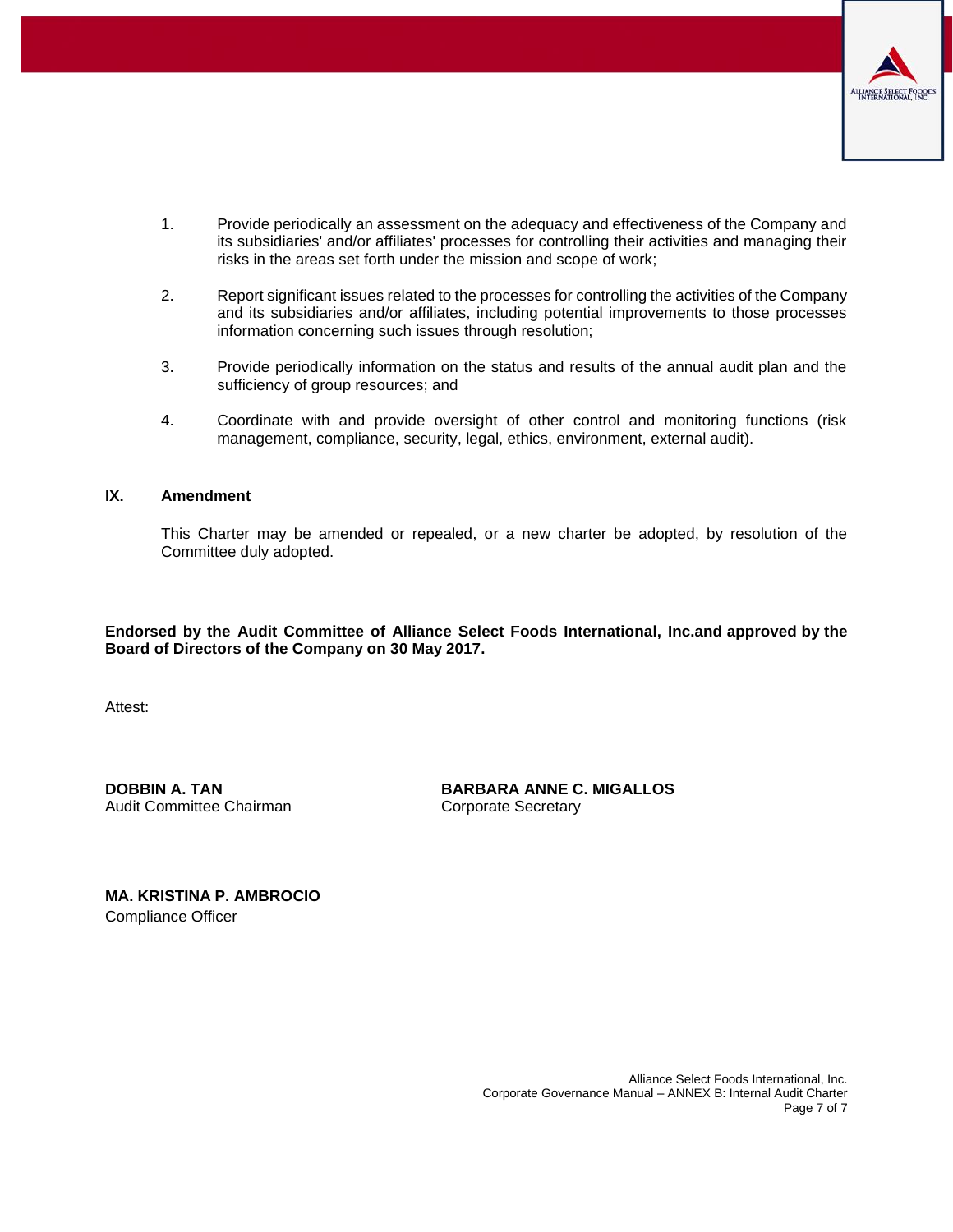1. Provide periodically an assessment on the adequacy and effectiveness of the Company and its subsidiaries' and/or affiliates' processes for controlling their activities and managing their risks in the areas set forth under the mission and scope of work;

2. Report significant issues related to the processes for controlling the activities of the Company and its subsidiaries and/or affiliates, including potential improvements to those processes information concerning such issues through resolution;

3. Provide periodically information on the status and results of the annual audit plan and the sufficiency of group resources; and

4. Coordinate with and provide oversight of other control and monitoring functions (risk management, compliance, security, legal, ethics, environment, external audit).

## IX. Amendment

This Charter may be amended or repealed, or a new charter be adopted, by resolution of the Committee duly adopted.

**Endorsed by the Audit Committee of Alliance Select Foods International, Inc.and approved by the Board of Directors of the Company on 30 May 2017.**

Attest:

**DOBBIN A. TAN**
Audit Committee Chairman

**BARBARA ANNE C. MIGALLOS**
Corporate Secretary

**MA. KRISTINA P. AMBROCIO**
Compliance Officer